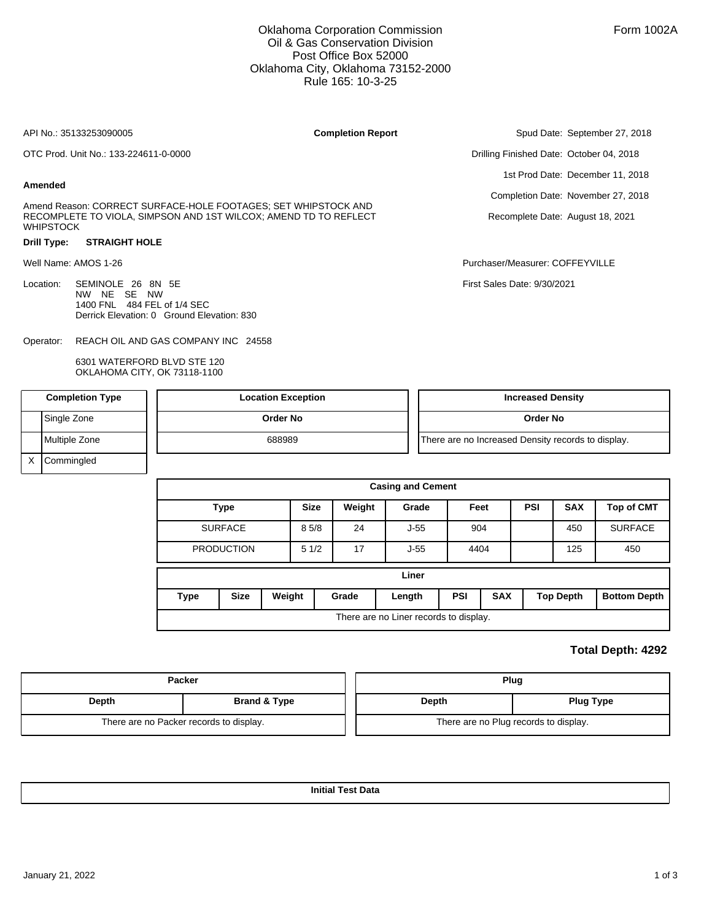Oklahoma Corporation Commission
Oil & Gas Conservation Division
Post Office Box 52000
Oklahoma City, Oklahoma 73152-2000
Rule 165: 10-3-25

Form 1002A

API No.: 35133253090005

**Completion Report**

OTC Prod. Unit No.: 133-224611-0-0000

**Amended**

Amend Reason: CORRECT SURFACE-HOLE FOOTAGES; SET WHIPSTOCK AND RECOMPLETE TO VIOLA, SIMPSON AND 1ST WILCOX; AMEND TD TO REFLECT WHIPSTOCK

**Drill Type:** **STRAIGHT HOLE**

Well Name: AMOS 1-26

Location: SEMINOLE 26 8N 5E
NW NE SE NW
1400 FNL 484 FEL of 1/4 SEC
Derrick Elevation: 0 Ground Elevation: 830

Operator: REACH OIL AND GAS COMPANY INC 24558

6301 WATERFORD BLVD STE 120
OKLAHOMA CITY, OK 73118-1100

Spud Date: September 27, 2018
Drilling Finished Date: October 04, 2018
1st Prod Date: December 11, 2018
Completion Date: November 27, 2018
Recomplete Date: August 18, 2021

Purchaser/Measurer: COFFEYVILLE

First Sales Date: 9/30/2021

| Completion Type | |
|---|---|
| | Single Zone |
| | Multiple Zone |
| X | Commingled |

| Location Exception |
|---|
| **Order No** |
| 688989 |

| Increased Density |
|---|
| **Order No** |
| There are no Increased Density records to display. |

**Casing and Cement**

| Type | Size | Weight | Grade | Feet | PSI | SAX | Top of CMT |
|---|---|---|---|---|---|---|---|
| SURFACE | 8 5/8 | 24 | J-55 | 904 | | 450 | SURFACE |
| PRODUCTION | 5 1/2 | 17 | J-55 | 4404 | | 125 | 450 |

**Liner**

| Type | Size | Weight | Grade | Length | PSI | SAX | Top Depth | Bottom Depth |
|---|---|---|---|---|---|---|---|---|
| There are no Liner records to display. | | | | | | | | |

**Total Depth: 4292**

| Packer | |
|---|---|
| **Depth** | **Brand & Type** |
| There are no Packer records to display. | |

| Plug | |
|---|---|
| **Depth** | **Plug Type** |
| There are no Plug records to display. | |

**Initial Test Data**

January 21, 2022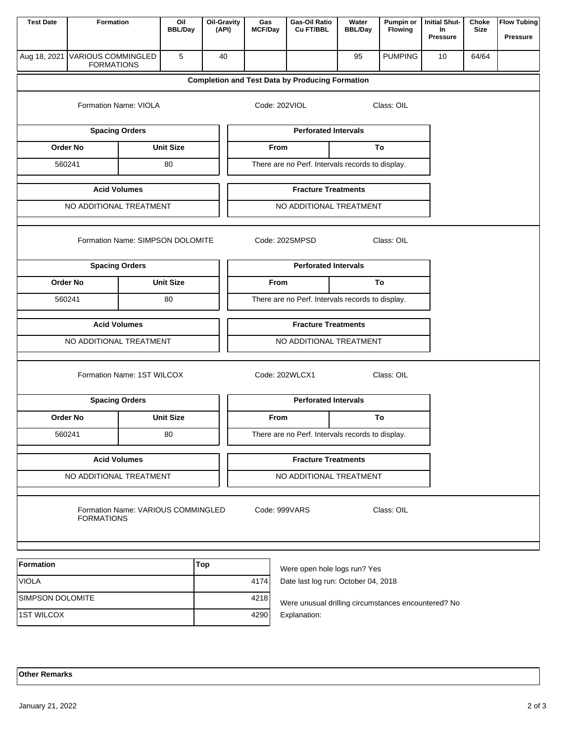| Test Date | Formation | Oil BBL/Day | Oil-Gravity (API) | Gas MCF/Day | Gas-Oil Ratio Cu FT/BBL | Water BBL/Day | Pumpin or Flowing | Initial Shut-In Pressure | Choke Size | Flow Tubing Pressure |
|---|---|---|---|---|---|---|---|---|---|---|
| Aug 18, 2021 | VARIOUS COMMINGLED FORMATIONS | 5 | 40 | | | 95 | PUMPING | 10 | 64/64 | |

## Completion and Test Data by Producing Formation

Formation Name: VIOLA | Code: 202VIOL | Class: OIL

**Spacing Orders**

| Order No | Unit Size |
|---|---|
| 560241 | 80 |

**Perforated Intervals**

| From | To |
|---|---|
| There are no Perf. Intervals records to display. | |

**Acid Volumes**

NO ADDITIONAL TREATMENT

**Fracture Treatments**

NO ADDITIONAL TREATMENT

Formation Name: SIMPSON DOLOMITE | Code: 202SMPSD | Class: OIL

**Spacing Orders**

| Order No | Unit Size |
|---|---|
| 560241 | 80 |

**Perforated Intervals**

| From | To |
|---|---|
| There are no Perf. Intervals records to display. | |

**Acid Volumes**

NO ADDITIONAL TREATMENT

**Fracture Treatments**

NO ADDITIONAL TREATMENT

Formation Name: 1ST WILCOX | Code: 202WLCX1 | Class: OIL

**Spacing Orders**

| Order No | Unit Size |
|---|---|
| 560241 | 80 |

**Perforated Intervals**

| From | To |
|---|---|
| There are no Perf. Intervals records to display. | |

**Acid Volumes**

NO ADDITIONAL TREATMENT

**Fracture Treatments**

NO ADDITIONAL TREATMENT

Formation Name: VARIOUS COMMINGLED FORMATIONS | Code: 999VARS | Class: OIL

| Formation | Top |
|---|---|
| VIOLA | 4174 |
| SIMPSON DOLOMITE | 4218 |
| 1ST WILCOX | 4290 |

Were open hole logs run? Yes

Date last log run: October 04, 2018

Were unusual drilling circumstances encountered? No

Explanation:

**Other Remarks**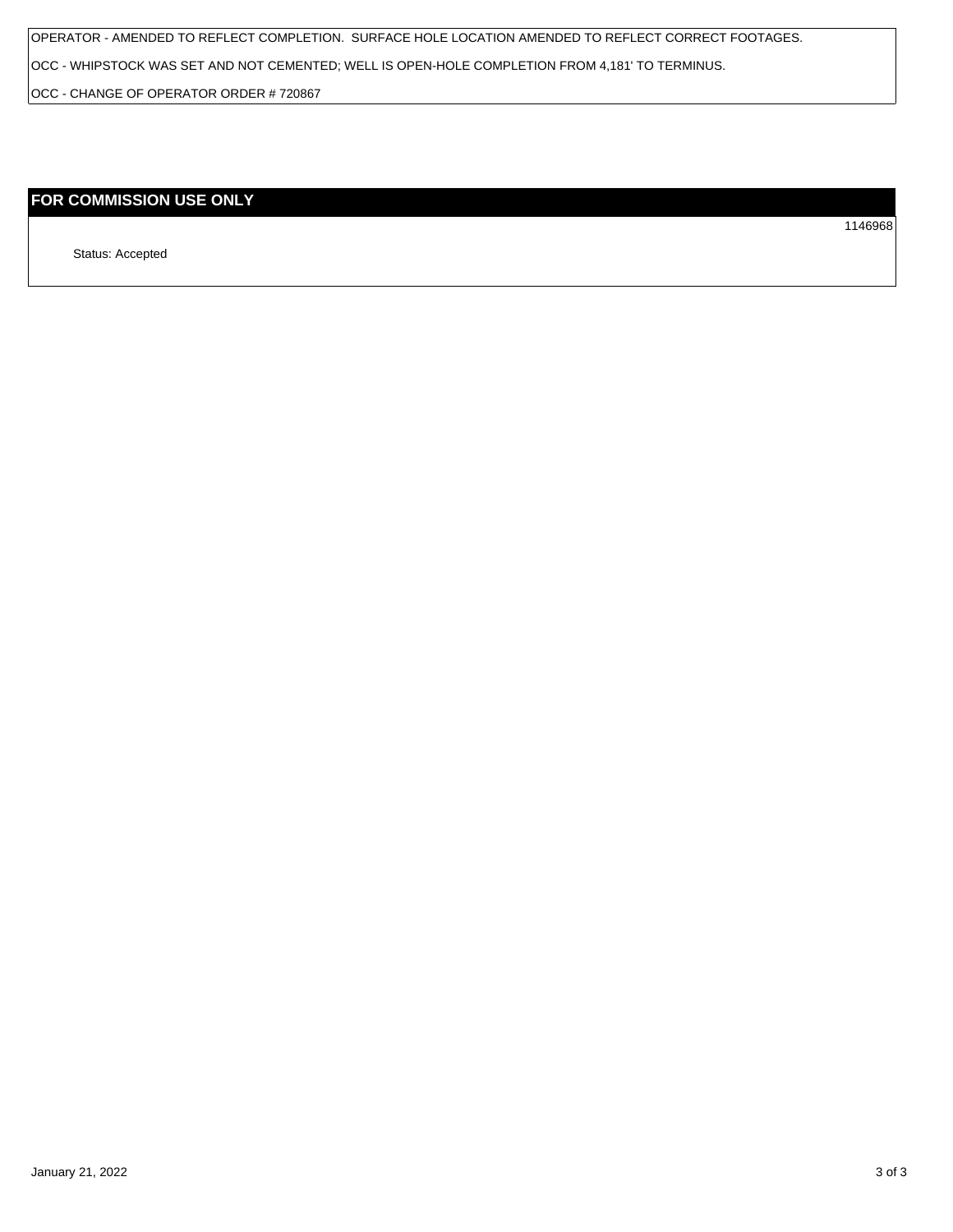OPERATOR - AMENDED TO REFLECT COMPLETION. SURFACE HOLE LOCATION AMENDED TO REFLECT CORRECT FOOTAGES.

OCC - WHIPSTOCK WAS SET AND NOT CEMENTED; WELL IS OPEN-HOLE COMPLETION FROM 4,181' TO TERMINUS.

OCC - CHANGE OF OPERATOR ORDER # 720867

## FOR COMMISSION USE ONLY

1146968

Status: Accepted

January 21, 2022